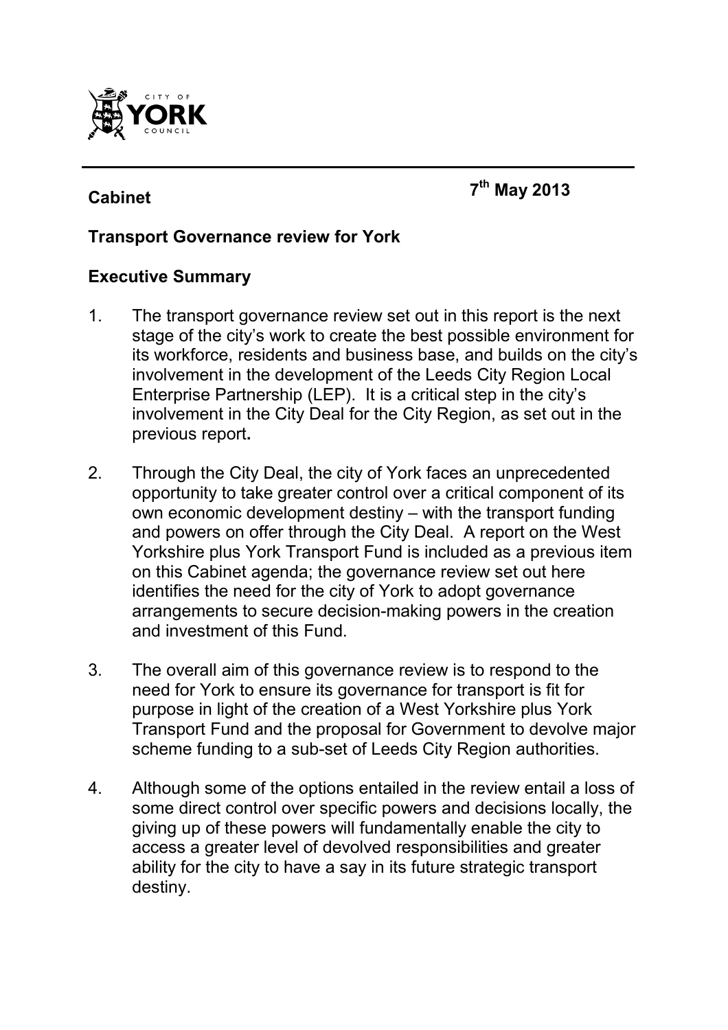**Cabinet** **7th May 2013**

**Transport Governance review for York**

**Executive Summary**

1. The transport governance review set out in this report is the next stage of the city's work to create the best possible environment for its workforce, residents and business base, and builds on the city's involvement in the development of the Leeds City Region Local Enterprise Partnership (LEP). It is a critical step in the city's involvement in the City Deal for the City Region, as set out in the previous report**.**

2. Through the City Deal, the city of York faces an unprecedented opportunity to take greater control over a critical component of its own economic development destiny – with the transport funding and powers on offer through the City Deal. A report on the West Yorkshire plus York Transport Fund is included as a previous item on this Cabinet agenda; the governance review set out here identifies the need for the city of York to adopt governance arrangements to secure decision-making powers in the creation and investment of this Fund.

3. The overall aim of this governance review is to respond to the need for York to ensure its governance for transport is fit for purpose in light of the creation of a West Yorkshire plus York Transport Fund and the proposal for Government to devolve major scheme funding to a sub-set of Leeds City Region authorities.

4. Although some of the options entailed in the review entail a loss of some direct control over specific powers and decisions locally, the giving up of these powers will fundamentally enable the city to access a greater level of devolved responsibilities and greater ability for the city to have a say in its future strategic transport destiny.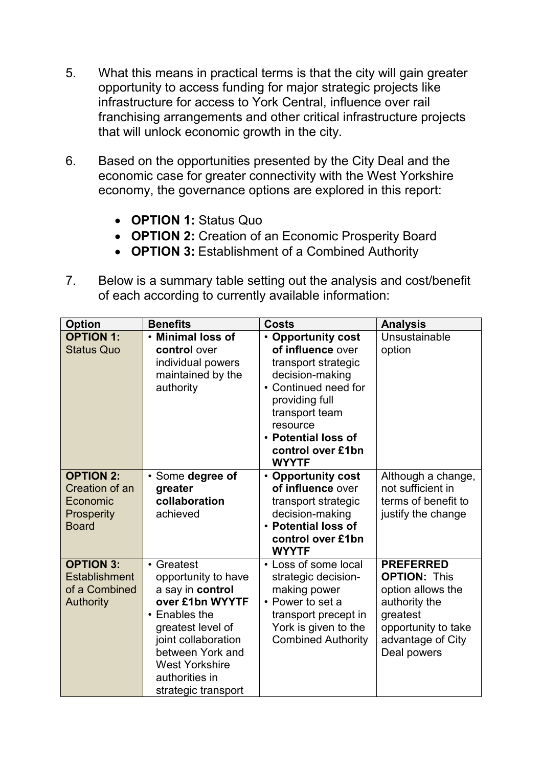5. What this means in practical terms is that the city will gain greater opportunity to access funding for major strategic projects like infrastructure for access to York Central, influence over rail franchising arrangements and other critical infrastructure projects that will unlock economic growth in the city.

6. Based on the opportunities presented by the City Deal and the economic case for greater connectivity with the West Yorkshire economy, the governance options are explored in this report:

   - **OPTION 1:** Status Quo
   - **OPTION 2:** Creation of an Economic Prosperity Board
   - **OPTION 3:** Establishment of a Combined Authority

7. Below is a summary table setting out the analysis and cost/benefit of each according to currently available information:

| Option | Benefits | Costs | Analysis |
|---|---|---|---|
| **OPTION 1:** Status Quo | • **Minimal loss of control** over individual powers maintained by the authority | • **Opportunity cost of influence** over transport strategic decision-making<br>• Continued need for providing full transport team resource<br>• **Potential loss of control over £1bn WYYTF** | Unsustainable option |
| **OPTION 2:** Creation of an Economic Prosperity Board | • Some **degree of greater collaboration** achieved | • **Opportunity cost of influence** over transport strategic decision-making<br>• **Potential loss of control over £1bn WYYTF** | Although a change, not sufficient in terms of benefit to justify the change |
| **OPTION 3:** Establishment of a Combined Authority | • Greatest opportunity to have a say in **control over £1bn WYYTF**<br>• Enables the greatest level of joint collaboration between York and West Yorkshire authorities in strategic transport | • Loss of some local strategic decision-making power<br>• Power to set a transport precept in York is given to the Combined Authority | **PREFERRED OPTION:** This option allows the authority the greatest opportunity to take advantage of City Deal powers |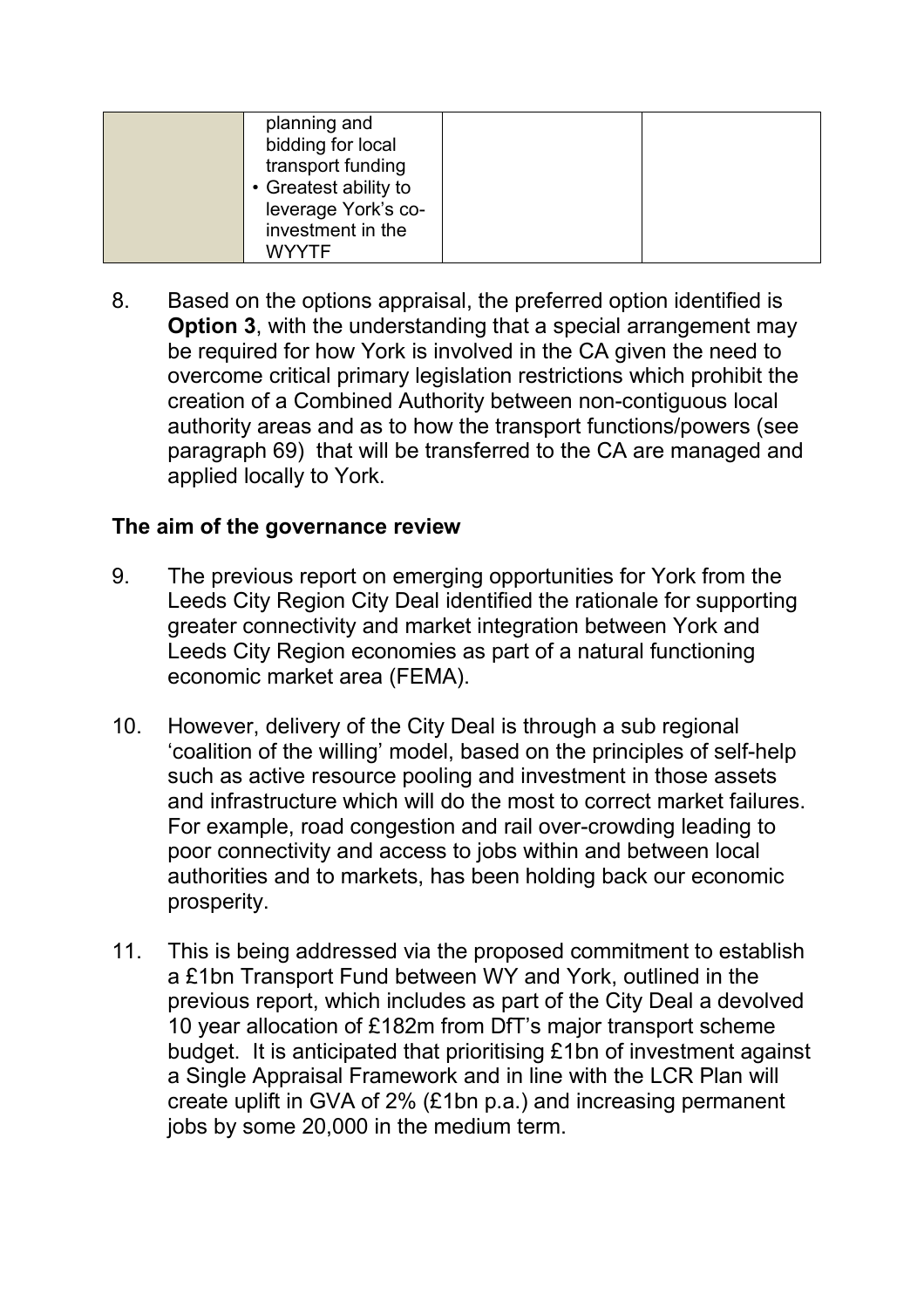|  | planning and bidding for local transport funding<br>• Greatest ability to leverage York's co-investment in the WYYTF |  |  |
|---|---|---|---|

8. Based on the options appraisal, the preferred option identified is **Option 3**, with the understanding that a special arrangement may be required for how York is involved in the CA given the need to overcome critical primary legislation restrictions which prohibit the creation of a Combined Authority between non-contiguous local authority areas and as to how the transport functions/powers (see paragraph 69) that will be transferred to the CA are managed and applied locally to York.

**The aim of the governance review**

9. The previous report on emerging opportunities for York from the Leeds City Region City Deal identified the rationale for supporting greater connectivity and market integration between York and Leeds City Region economies as part of a natural functioning economic market area (FEMA).

10. However, delivery of the City Deal is through a sub regional 'coalition of the willing' model, based on the principles of self-help such as active resource pooling and investment in those assets and infrastructure which will do the most to correct market failures. For example, road congestion and rail over-crowding leading to poor connectivity and access to jobs within and between local authorities and to markets, has been holding back our economic prosperity.

11. This is being addressed via the proposed commitment to establish a £1bn Transport Fund between WY and York, outlined in the previous report, which includes as part of the City Deal a devolved 10 year allocation of £182m from DfT's major transport scheme budget. It is anticipated that prioritising £1bn of investment against a Single Appraisal Framework and in line with the LCR Plan will create uplift in GVA of 2% (£1bn p.a.) and increasing permanent jobs by some 20,000 in the medium term.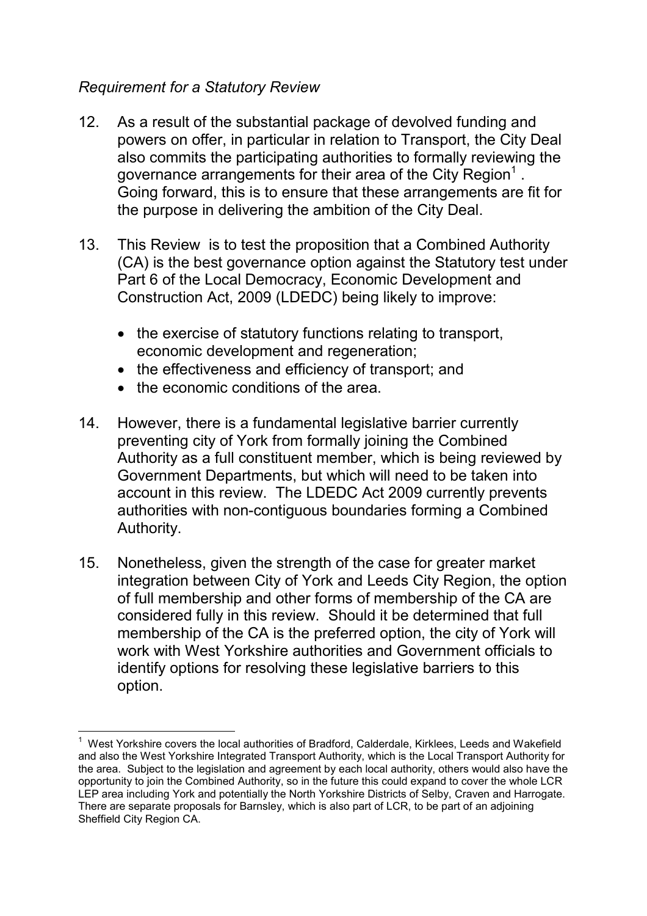*Requirement for a Statutory Review*

12. As a result of the substantial package of devolved funding and powers on offer, in particular in relation to Transport, the City Deal also commits the participating authorities to formally reviewing the governance arrangements for their area of the City Region[1]. Going forward, this is to ensure that these arrangements are fit for the purpose in delivering the ambition of the City Deal.

13. This Review is to test the proposition that a Combined Authority (CA) is the best governance option against the Statutory test under Part 6 of the Local Democracy, Economic Development and Construction Act, 2009 (LDEDC) being likely to improve:

    - the exercise of statutory functions relating to transport, economic development and regeneration;
    - the effectiveness and efficiency of transport; and
    - the economic conditions of the area.

14. However, there is a fundamental legislative barrier currently preventing city of York from formally joining the Combined Authority as a full constituent member, which is being reviewed by Government Departments, but which will need to be taken into account in this review. The LDEDC Act 2009 currently prevents authorities with non-contiguous boundaries forming a Combined Authority.

15. Nonetheless, given the strength of the case for greater market integration between City of York and Leeds City Region, the option of full membership and other forms of membership of the CA are considered fully in this review. Should it be determined that full membership of the CA is the preferred option, the city of York will work with West Yorkshire authorities and Government officials to identify options for resolving these legislative barriers to this option.

---

[1] West Yorkshire covers the local authorities of Bradford, Calderdale, Kirklees, Leeds and Wakefield and also the West Yorkshire Integrated Transport Authority, which is the Local Transport Authority for the area. Subject to the legislation and agreement by each local authority, others would also have the opportunity to join the Combined Authority, so in the future this could expand to cover the whole LCR LEP area including York and potentially the North Yorkshire Districts of Selby, Craven and Harrogate. There are separate proposals for Barnsley, which is also part of LCR, to be part of an adjoining Sheffield City Region CA.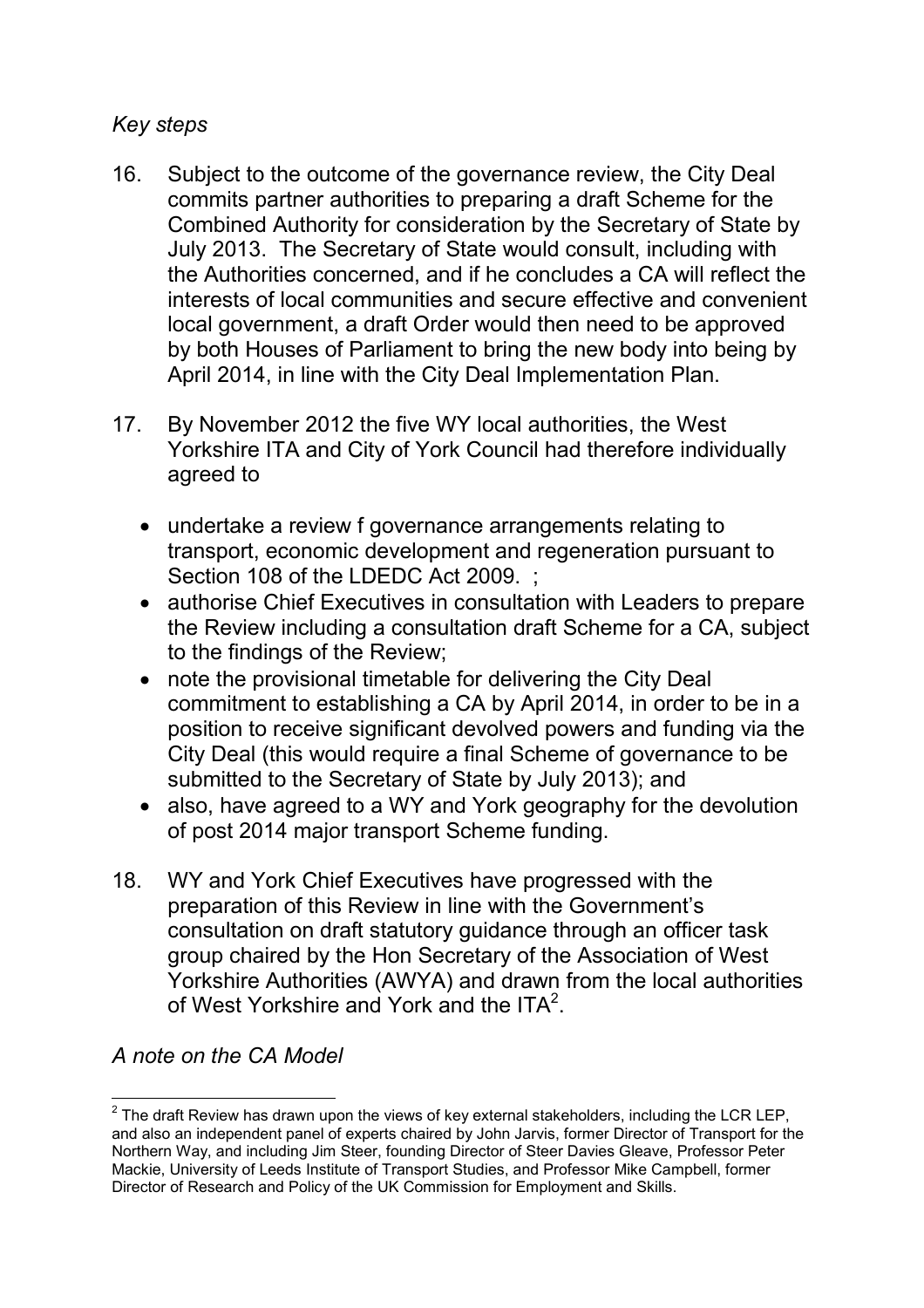*Key steps*

16. Subject to the outcome of the governance review, the City Deal commits partner authorities to preparing a draft Scheme for the Combined Authority for consideration by the Secretary of State by July 2013. The Secretary of State would consult, including with the Authorities concerned, and if he concludes a CA will reflect the interests of local communities and secure effective and convenient local government, a draft Order would then need to be approved by both Houses of Parliament to bring the new body into being by April 2014, in line with the City Deal Implementation Plan.

17. By November 2012 the five WY local authorities, the West Yorkshire ITA and City of York Council had therefore individually agreed to

   - undertake a review f governance arrangements relating to transport, economic development and regeneration pursuant to Section 108 of the LDEDC Act 2009. ;
   - authorise Chief Executives in consultation with Leaders to prepare the Review including a consultation draft Scheme for a CA, subject to the findings of the Review;
   - note the provisional timetable for delivering the City Deal commitment to establishing a CA by April 2014, in order to be in a position to receive significant devolved powers and funding via the City Deal (this would require a final Scheme of governance to be submitted to the Secretary of State by July 2013); and
   - also, have agreed to a WY and York geography for the devolution of post 2014 major transport Scheme funding.

18. WY and York Chief Executives have progressed with the preparation of this Review in line with the Government's consultation on draft statutory guidance through an officer task group chaired by the Hon Secretary of the Association of West Yorkshire Authorities (AWYA) and drawn from the local authorities of West Yorkshire and York and the ITA[2].

*A note on the CA Model*

[2] The draft Review has drawn upon the views of key external stakeholders, including the LCR LEP, and also an independent panel of experts chaired by John Jarvis, former Director of Transport for the Northern Way, and including Jim Steer, founding Director of Steer Davies Gleave, Professor Peter Mackie, University of Leeds Institute of Transport Studies, and Professor Mike Campbell, former Director of Research and Policy of the UK Commission for Employment and Skills.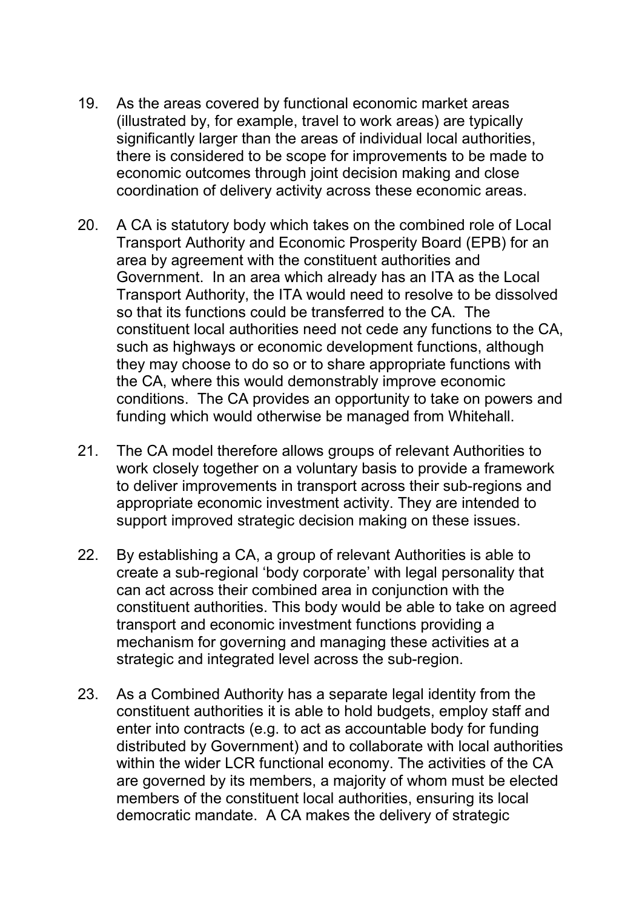19. As the areas covered by functional economic market areas (illustrated by, for example, travel to work areas) are typically significantly larger than the areas of individual local authorities, there is considered to be scope for improvements to be made to economic outcomes through joint decision making and close coordination of delivery activity across these economic areas.

20. A CA is statutory body which takes on the combined role of Local Transport Authority and Economic Prosperity Board (EPB) for an area by agreement with the constituent authorities and Government. In an area which already has an ITA as the Local Transport Authority, the ITA would need to resolve to be dissolved so that its functions could be transferred to the CA. The constituent local authorities need not cede any functions to the CA, such as highways or economic development functions, although they may choose to do so or to share appropriate functions with the CA, where this would demonstrably improve economic conditions. The CA provides an opportunity to take on powers and funding which would otherwise be managed from Whitehall.

21. The CA model therefore allows groups of relevant Authorities to work closely together on a voluntary basis to provide a framework to deliver improvements in transport across their sub-regions and appropriate economic investment activity. They are intended to support improved strategic decision making on these issues.

22. By establishing a CA, a group of relevant Authorities is able to create a sub-regional 'body corporate' with legal personality that can act across their combined area in conjunction with the constituent authorities. This body would be able to take on agreed transport and economic investment functions providing a mechanism for governing and managing these activities at a strategic and integrated level across the sub-region.

23. As a Combined Authority has a separate legal identity from the constituent authorities it is able to hold budgets, employ staff and enter into contracts (e.g. to act as accountable body for funding distributed by Government) and to collaborate with local authorities within the wider LCR functional economy. The activities of the CA are governed by its members, a majority of whom must be elected members of the constituent local authorities, ensuring its local democratic mandate. A CA makes the delivery of strategic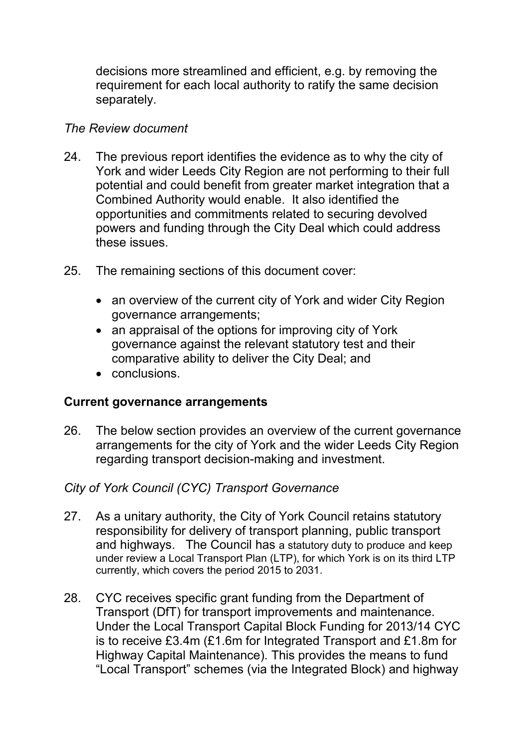decisions more streamlined and efficient, e.g. by removing the requirement for each local authority to ratify the same decision separately.

*The Review document*

24. The previous report identifies the evidence as to why the city of York and wider Leeds City Region are not performing to their full potential and could benefit from greater market integration that a Combined Authority would enable. It also identified the opportunities and commitments related to securing devolved powers and funding through the City Deal which could address these issues.

25. The remaining sections of this document cover:

    - an overview of the current city of York and wider City Region governance arrangements;
    - an appraisal of the options for improving city of York governance against the relevant statutory test and their comparative ability to deliver the City Deal; and
    - conclusions.

**Current governance arrangements**

26. The below section provides an overview of the current governance arrangements for the city of York and the wider Leeds City Region regarding transport decision-making and investment.

*City of York Council (CYC) Transport Governance*

27. As a unitary authority, the City of York Council retains statutory responsibility for delivery of transport planning, public transport and highways. The Council has a statutory duty to produce and keep under review a Local Transport Plan (LTP), for which York is on its third LTP currently, which covers the period 2015 to 2031.

28. CYC receives specific grant funding from the Department of Transport (DfT) for transport improvements and maintenance. Under the Local Transport Capital Block Funding for 2013/14 CYC is to receive £3.4m (£1.6m for Integrated Transport and £1.8m for Highway Capital Maintenance). This provides the means to fund "Local Transport" schemes (via the Integrated Block) and highway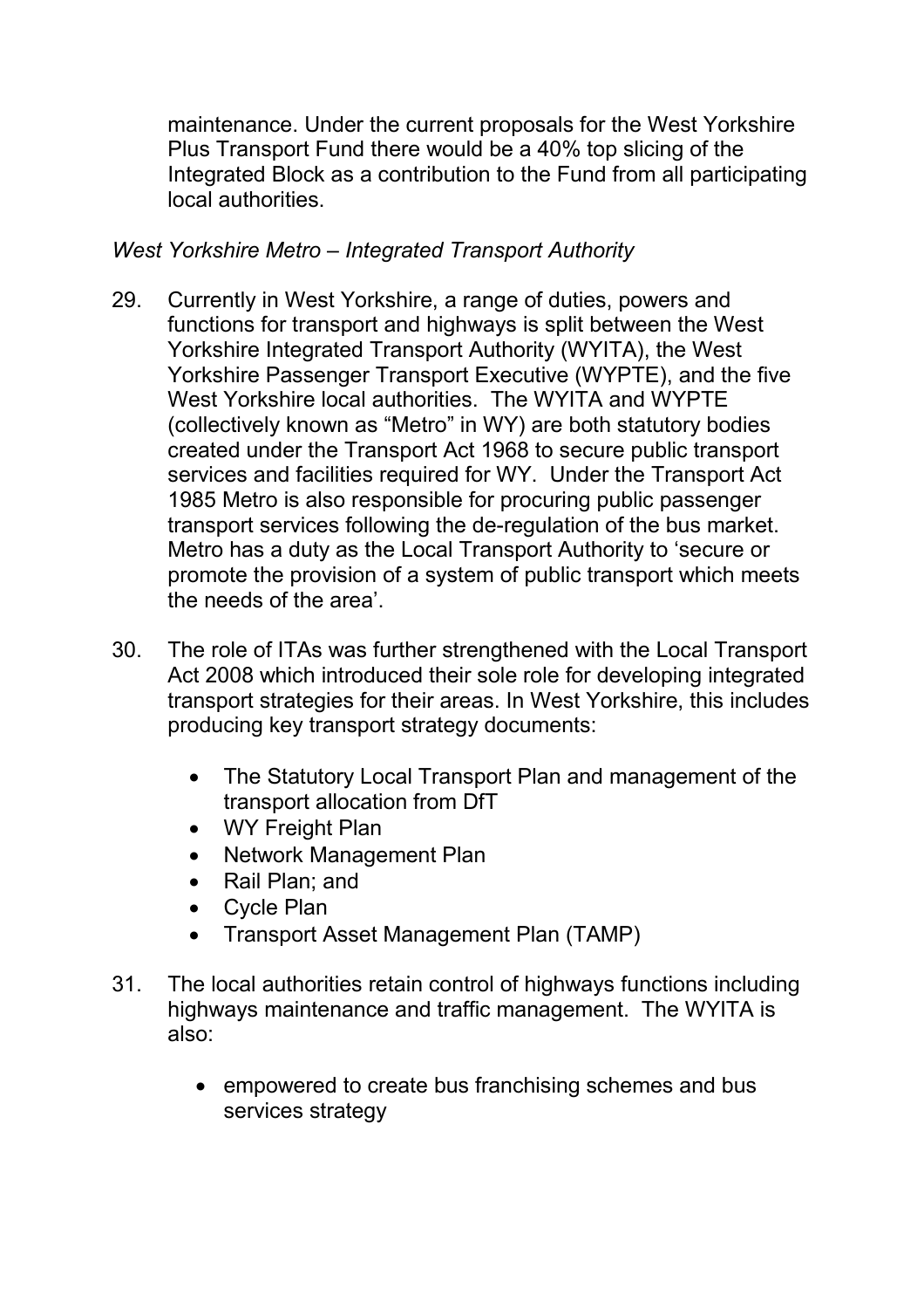maintenance. Under the current proposals for the West Yorkshire Plus Transport Fund there would be a 40% top slicing of the Integrated Block as a contribution to the Fund from all participating local authorities.

*West Yorkshire Metro – Integrated Transport Authority*

29. Currently in West Yorkshire, a range of duties, powers and functions for transport and highways is split between the West Yorkshire Integrated Transport Authority (WYITA), the West Yorkshire Passenger Transport Executive (WYPTE), and the five West Yorkshire local authorities. The WYITA and WYPTE (collectively known as "Metro" in WY) are both statutory bodies created under the Transport Act 1968 to secure public transport services and facilities required for WY. Under the Transport Act 1985 Metro is also responsible for procuring public passenger transport services following the de-regulation of the bus market. Metro has a duty as the Local Transport Authority to 'secure or promote the provision of a system of public transport which meets the needs of the area'.

30. The role of ITAs was further strengthened with the Local Transport Act 2008 which introduced their sole role for developing integrated transport strategies for their areas. In West Yorkshire, this includes producing key transport strategy documents:

    - The Statutory Local Transport Plan and management of the transport allocation from DfT
    - WY Freight Plan
    - Network Management Plan
    - Rail Plan; and
    - Cycle Plan
    - Transport Asset Management Plan (TAMP)

31. The local authorities retain control of highways functions including highways maintenance and traffic management. The WYITA is also:

    - empowered to create bus franchising schemes and bus services strategy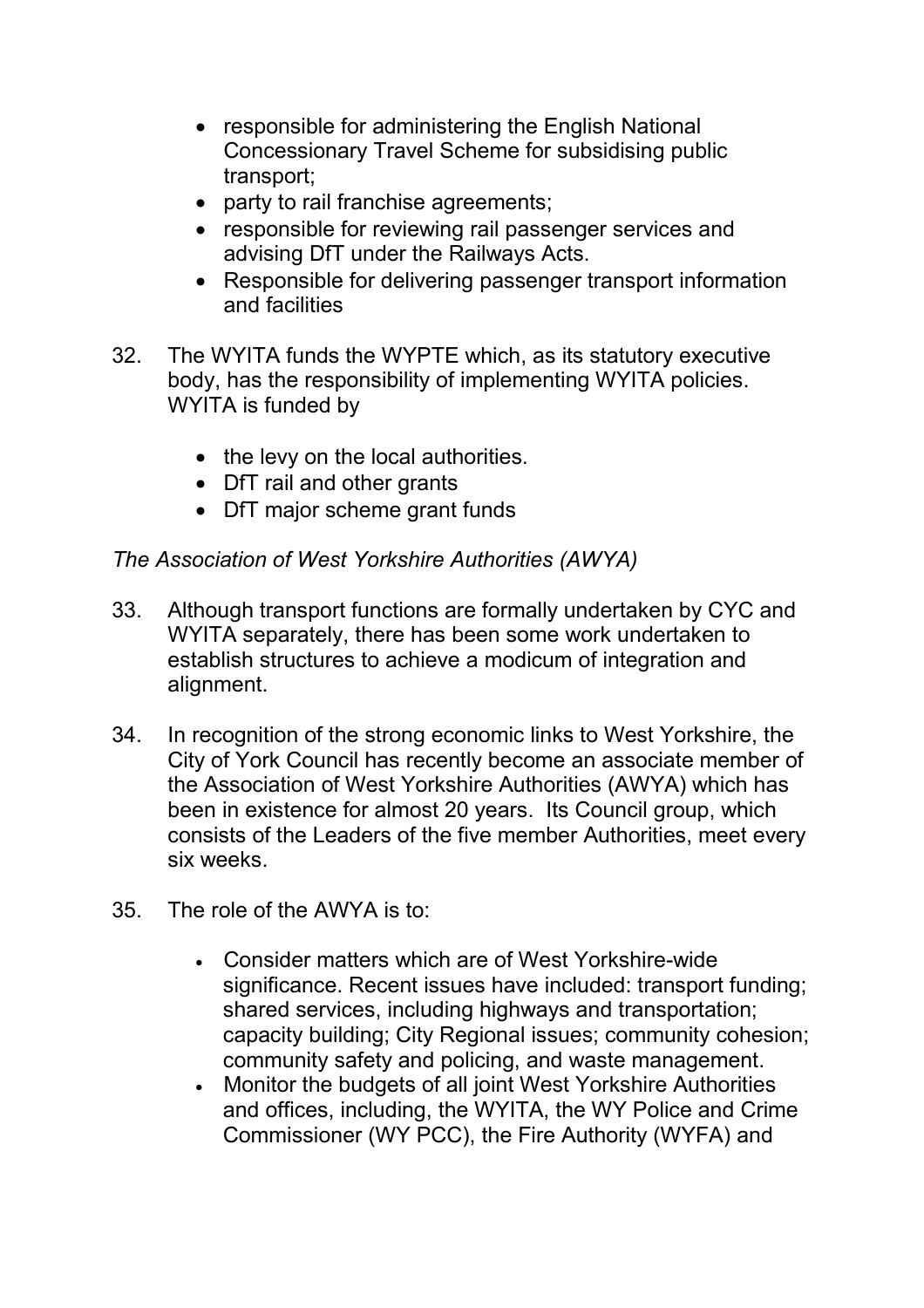- responsible for administering the English National Concessionary Travel Scheme for subsidising public transport;
- party to rail franchise agreements;
- responsible for reviewing rail passenger services and advising DfT under the Railways Acts.
- Responsible for delivering passenger transport information and facilities

32. The WYITA funds the WYPTE which, as its statutory executive body, has the responsibility of implementing WYITA policies. WYITA is funded by

    - the levy on the local authorities.
    - DfT rail and other grants
    - DfT major scheme grant funds

*The Association of West Yorkshire Authorities (AWYA)*

33. Although transport functions are formally undertaken by CYC and WYITA separately, there has been some work undertaken to establish structures to achieve a modicum of integration and alignment.

34. In recognition of the strong economic links to West Yorkshire, the City of York Council has recently become an associate member of the Association of West Yorkshire Authorities (AWYA) which has been in existence for almost 20 years. Its Council group, which consists of the Leaders of the five member Authorities, meet every six weeks.

35. The role of the AWYA is to:

    - Consider matters which are of West Yorkshire-wide significance. Recent issues have included: transport funding; shared services, including highways and transportation; capacity building; City Regional issues; community cohesion; community safety and policing, and waste management.
    - Monitor the budgets of all joint West Yorkshire Authorities and offices, including, the WYITA, the WY Police and Crime Commissioner (WY PCC), the Fire Authority (WYFA) and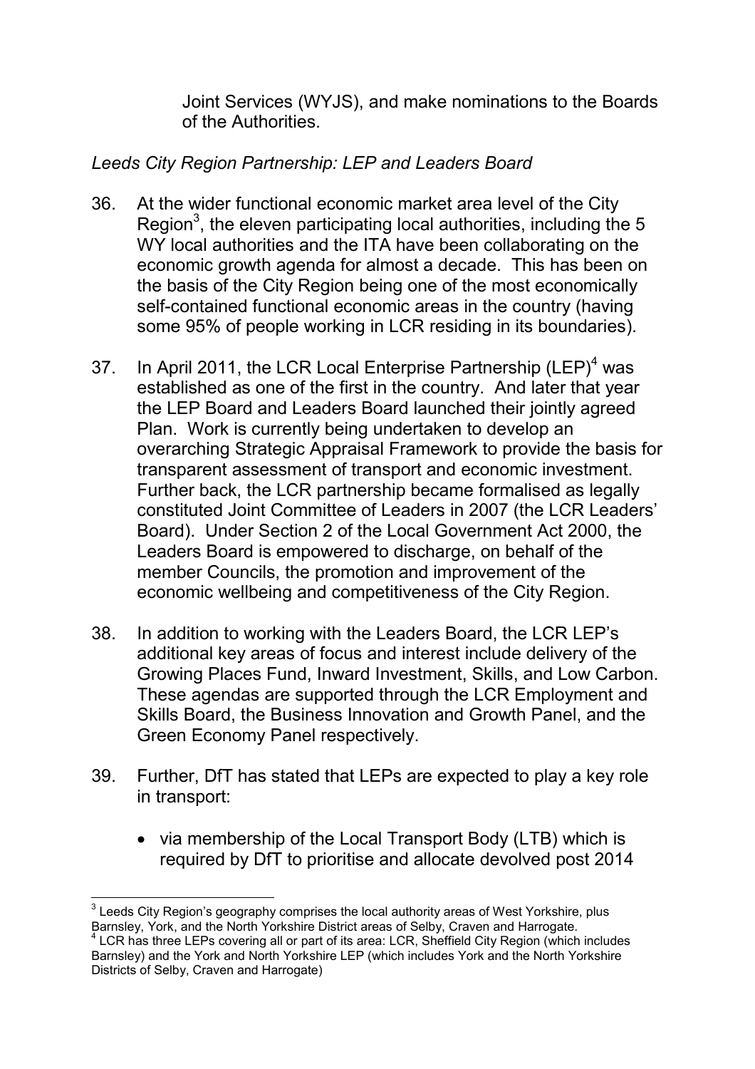Joint Services (WYJS), and make nominations to the Boards of the Authorities.

*Leeds City Region Partnership: LEP and Leaders Board*

36. At the wider functional economic market area level of the City Region[3], the eleven participating local authorities, including the 5 WY local authorities and the ITA have been collaborating on the economic growth agenda for almost a decade. This has been on the basis of the City Region being one of the most economically self-contained functional economic areas in the country (having some 95% of people working in LCR residing in its boundaries).

37. In April 2011, the LCR Local Enterprise Partnership (LEP)[4] was established as one of the first in the country. And later that year the LEP Board and Leaders Board launched their jointly agreed Plan. Work is currently being undertaken to develop an overarching Strategic Appraisal Framework to provide the basis for transparent assessment of transport and economic investment. Further back, the LCR partnership became formalised as legally constituted Joint Committee of Leaders in 2007 (the LCR Leaders' Board). Under Section 2 of the Local Government Act 2000, the Leaders Board is empowered to discharge, on behalf of the member Councils, the promotion and improvement of the economic wellbeing and competitiveness of the City Region.

38. In addition to working with the Leaders Board, the LCR LEP's additional key areas of focus and interest include delivery of the Growing Places Fund, Inward Investment, Skills, and Low Carbon. These agendas are supported through the LCR Employment and Skills Board, the Business Innovation and Growth Panel, and the Green Economy Panel respectively.

39. Further, DfT has stated that LEPs are expected to play a key role in transport:

    - via membership of the Local Transport Body (LTB) which is required by DfT to prioritise and allocate devolved post 2014

---

[3] Leeds City Region's geography comprises the local authority areas of West Yorkshire, plus Barnsley, York, and the North Yorkshire District areas of Selby, Craven and Harrogate.

[4] LCR has three LEPs covering all or part of its area: LCR, Sheffield City Region (which includes Barnsley) and the York and North Yorkshire LEP (which includes York and the North Yorkshire Districts of Selby, Craven and Harrogate)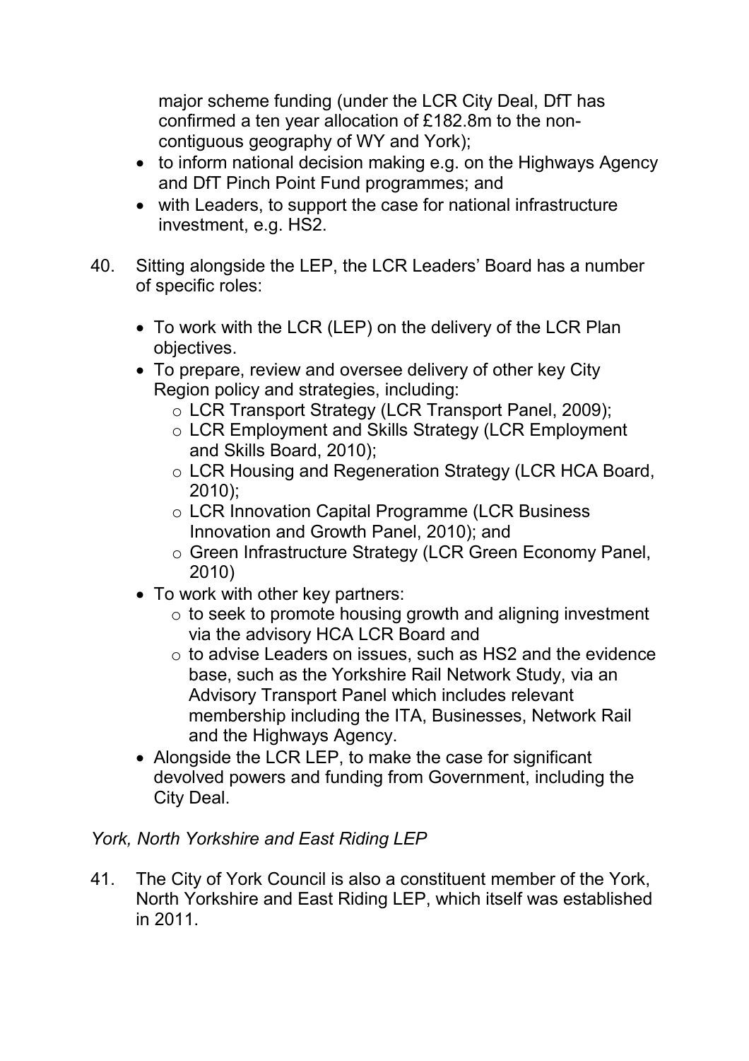major scheme funding (under the LCR City Deal, DfT has confirmed a ten year allocation of £182.8m to the non-contiguous geography of WY and York);
- to inform national decision making e.g. on the Highways Agency and DfT Pinch Point Fund programmes; and
- with Leaders, to support the case for national infrastructure investment, e.g. HS2.

40. Sitting alongside the LEP, the LCR Leaders' Board has a number of specific roles:

    - To work with the LCR (LEP) on the delivery of the LCR Plan objectives.
    - To prepare, review and oversee delivery of other key City Region policy and strategies, including:
        - LCR Transport Strategy (LCR Transport Panel, 2009);
        - LCR Employment and Skills Strategy (LCR Employment and Skills Board, 2010);
        - LCR Housing and Regeneration Strategy (LCR HCA Board, 2010);
        - LCR Innovation Capital Programme (LCR Business Innovation and Growth Panel, 2010); and
        - Green Infrastructure Strategy (LCR Green Economy Panel, 2010)
    - To work with other key partners:
        - to seek to promote housing growth and aligning investment via the advisory HCA LCR Board and
        - to advise Leaders on issues, such as HS2 and the evidence base, such as the Yorkshire Rail Network Study, via an Advisory Transport Panel which includes relevant membership including the ITA, Businesses, Network Rail and the Highways Agency.
    - Alongside the LCR LEP, to make the case for significant devolved powers and funding from Government, including the City Deal.

*York, North Yorkshire and East Riding LEP*

41. The City of York Council is also a constituent member of the York, North Yorkshire and East Riding LEP, which itself was established in 2011.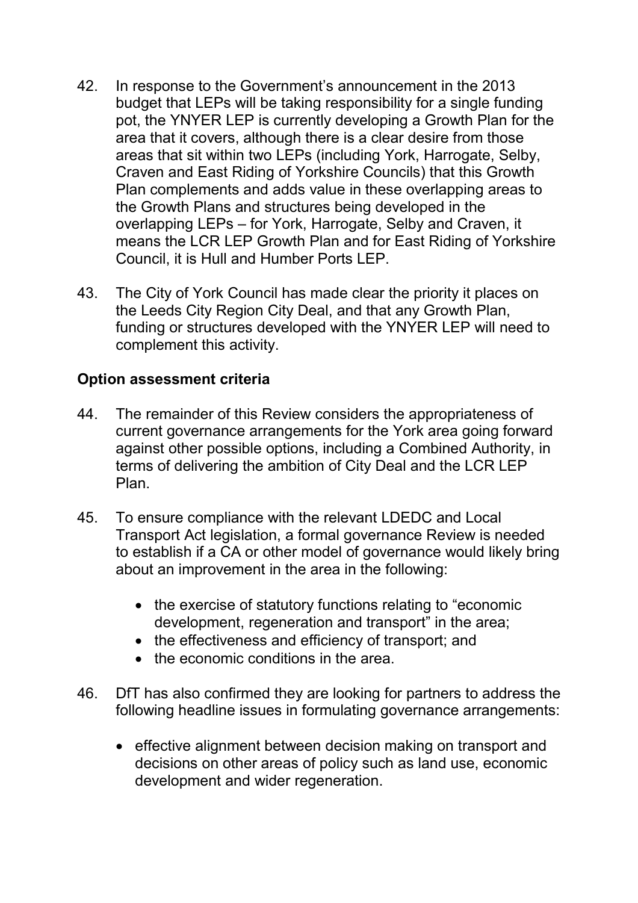42. In response to the Government's announcement in the 2013 budget that LEPs will be taking responsibility for a single funding pot, the YNYER LEP is currently developing a Growth Plan for the area that it covers, although there is a clear desire from those areas that sit within two LEPs (including York, Harrogate, Selby, Craven and East Riding of Yorkshire Councils) that this Growth Plan complements and adds value in these overlapping areas to the Growth Plans and structures being developed in the overlapping LEPs – for York, Harrogate, Selby and Craven, it means the LCR LEP Growth Plan and for East Riding of Yorkshire Council, it is Hull and Humber Ports LEP.

43. The City of York Council has made clear the priority it places on the Leeds City Region City Deal, and that any Growth Plan, funding or structures developed with the YNYER LEP will need to complement this activity.

**Option assessment criteria**

44. The remainder of this Review considers the appropriateness of current governance arrangements for the York area going forward against other possible options, including a Combined Authority, in terms of delivering the ambition of City Deal and the LCR LEP Plan.

45. To ensure compliance with the relevant LDEDC and Local Transport Act legislation, a formal governance Review is needed to establish if a CA or other model of governance would likely bring about an improvement in the area in the following:

    - the exercise of statutory functions relating to "economic development, regeneration and transport" in the area;
    - the effectiveness and efficiency of transport; and
    - the economic conditions in the area.

46. DfT has also confirmed they are looking for partners to address the following headline issues in formulating governance arrangements:

    - effective alignment between decision making on transport and decisions on other areas of policy such as land use, economic development and wider regeneration.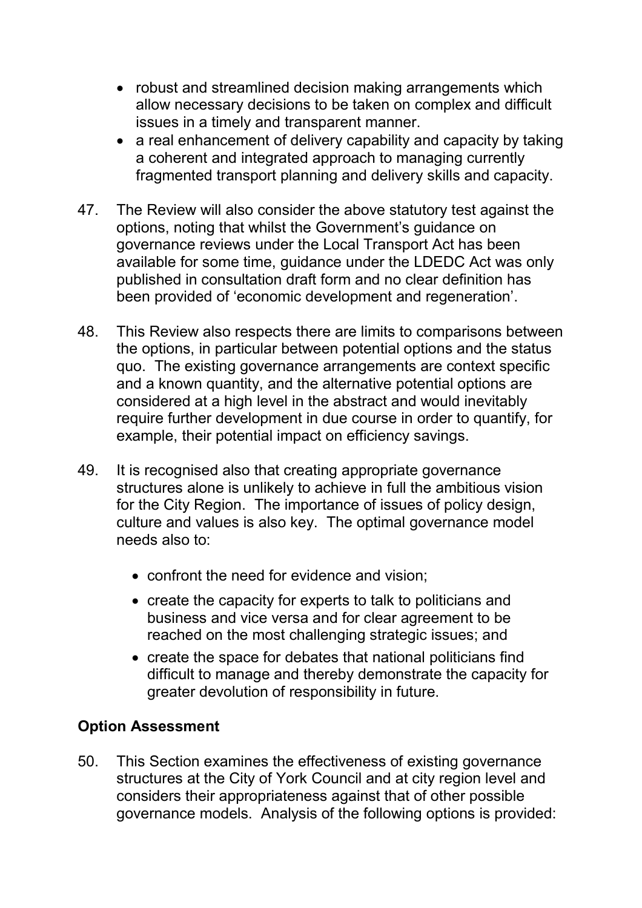- robust and streamlined decision making arrangements which allow necessary decisions to be taken on complex and difficult issues in a timely and transparent manner.
- a real enhancement of delivery capability and capacity by taking a coherent and integrated approach to managing currently fragmented transport planning and delivery skills and capacity.

47. The Review will also consider the above statutory test against the options, noting that whilst the Government's guidance on governance reviews under the Local Transport Act has been available for some time, guidance under the LDEDC Act was only published in consultation draft form and no clear definition has been provided of 'economic development and regeneration'.

48. This Review also respects there are limits to comparisons between the options, in particular between potential options and the status quo. The existing governance arrangements are context specific and a known quantity, and the alternative potential options are considered at a high level in the abstract and would inevitably require further development in due course in order to quantify, for example, their potential impact on efficiency savings.

49. It is recognised also that creating appropriate governance structures alone is unlikely to achieve in full the ambitious vision for the City Region. The importance of issues of policy design, culture and values is also key. The optimal governance model needs also to:

    - confront the need for evidence and vision;
    - create the capacity for experts to talk to politicians and business and vice versa and for clear agreement to be reached on the most challenging strategic issues; and
    - create the space for debates that national politicians find difficult to manage and thereby demonstrate the capacity for greater devolution of responsibility in future.

## Option Assessment

50. This Section examines the effectiveness of existing governance structures at the City of York Council and at city region level and considers their appropriateness against that of other possible governance models. Analysis of the following options is provided: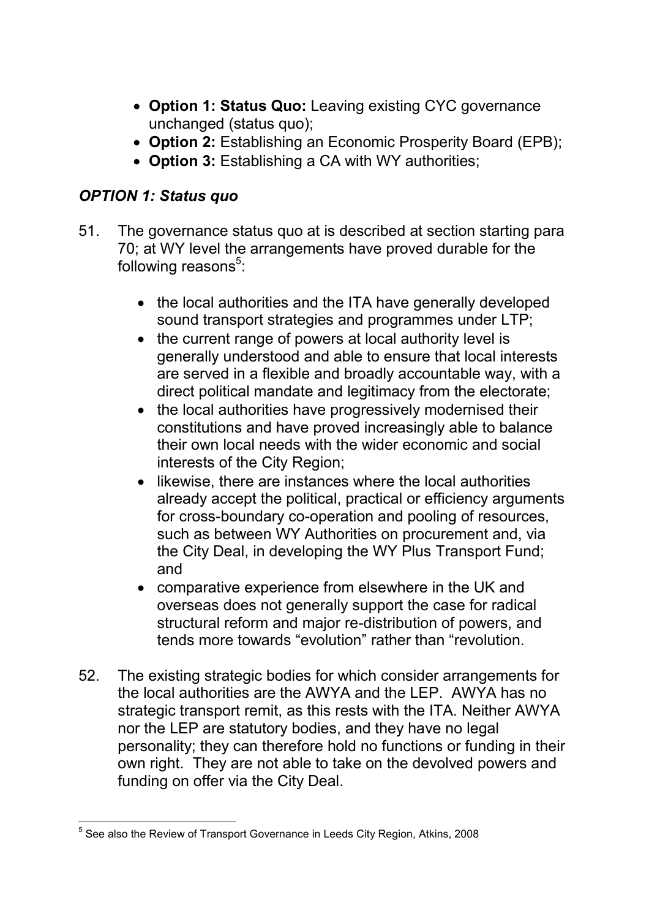- **Option 1: Status Quo:** Leaving existing CYC governance unchanged (status quo);
- **Option 2:** Establishing an Economic Prosperity Board (EPB);
- **Option 3:** Establishing a CA with WY authorities;

### *OPTION 1: Status quo*

51. The governance status quo at is described at section starting para 70; at WY level the arrangements have proved durable for the following reasons[5]:

    - the local authorities and the ITA have generally developed sound transport strategies and programmes under LTP;
    - the current range of powers at local authority level is generally understood and able to ensure that local interests are served in a flexible and broadly accountable way, with a direct political mandate and legitimacy from the electorate;
    - the local authorities have progressively modernised their constitutions and have proved increasingly able to balance their own local needs with the wider economic and social interests of the City Region;
    - likewise, there are instances where the local authorities already accept the political, practical or efficiency arguments for cross-boundary co-operation and pooling of resources, such as between WY Authorities on procurement and, via the City Deal, in developing the WY Plus Transport Fund; and
    - comparative experience from elsewhere in the UK and overseas does not generally support the case for radical structural reform and major re-distribution of powers, and tends more towards "evolution" rather than "revolution.

52. The existing strategic bodies for which consider arrangements for the local authorities are the AWYA and the LEP. AWYA has no strategic transport remit, as this rests with the ITA. Neither AWYA nor the LEP are statutory bodies, and they have no legal personality; they can therefore hold no functions or funding in their own right. They are not able to take on the devolved powers and funding on offer via the City Deal.

---

[5] See also the Review of Transport Governance in Leeds City Region, Atkins, 2008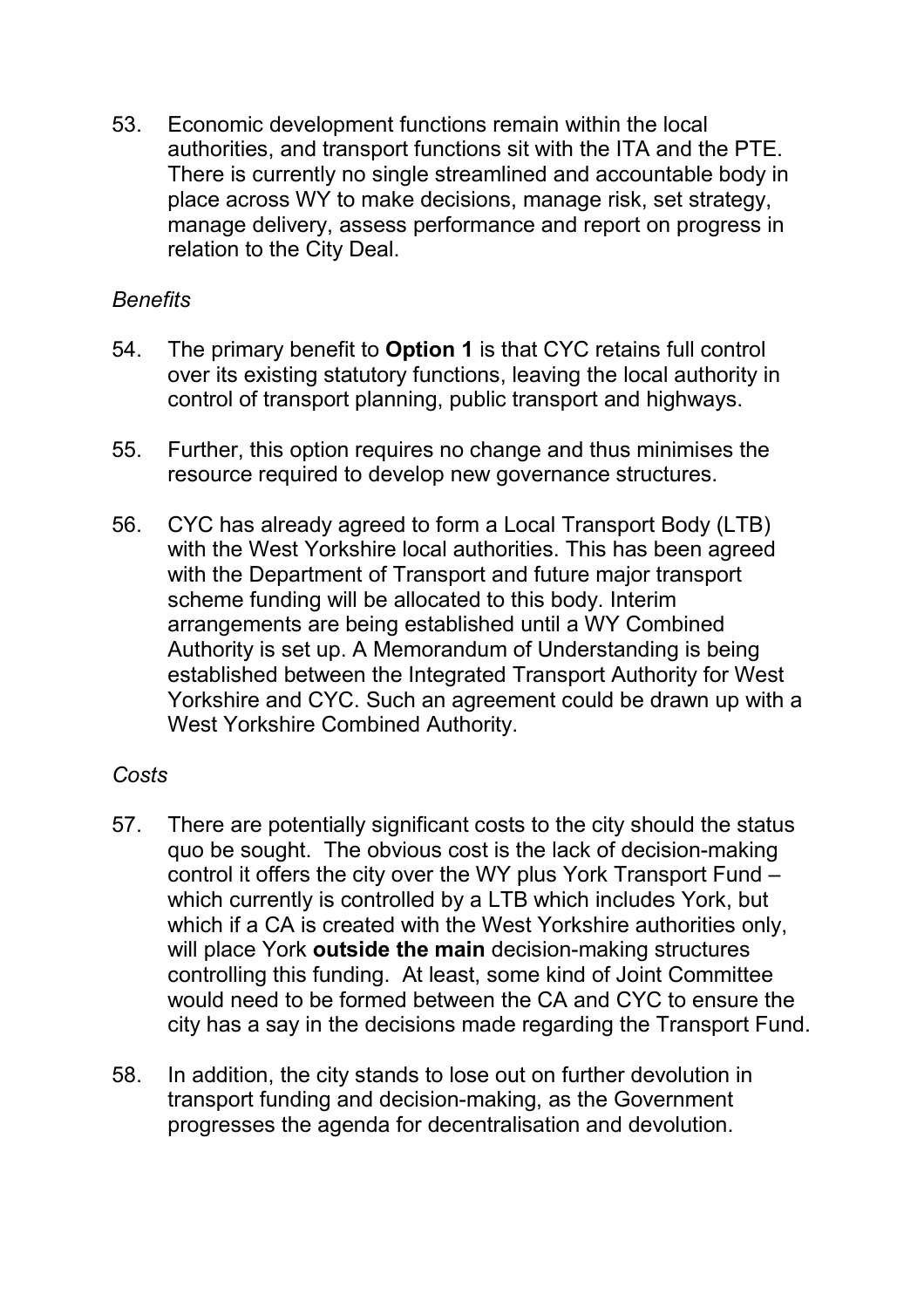53. Economic development functions remain within the local authorities, and transport functions sit with the ITA and the PTE. There is currently no single streamlined and accountable body in place across WY to make decisions, manage risk, set strategy, manage delivery, assess performance and report on progress in relation to the City Deal.

*Benefits*

54. The primary benefit to **Option 1** is that CYC retains full control over its existing statutory functions, leaving the local authority in control of transport planning, public transport and highways.

55. Further, this option requires no change and thus minimises the resource required to develop new governance structures.

56. CYC has already agreed to form a Local Transport Body (LTB) with the West Yorkshire local authorities. This has been agreed with the Department of Transport and future major transport scheme funding will be allocated to this body. Interim arrangements are being established until a WY Combined Authority is set up. A Memorandum of Understanding is being established between the Integrated Transport Authority for West Yorkshire and CYC. Such an agreement could be drawn up with a West Yorkshire Combined Authority.

*Costs*

57. There are potentially significant costs to the city should the status quo be sought. The obvious cost is the lack of decision-making control it offers the city over the WY plus York Transport Fund – which currently is controlled by a LTB which includes York, but which if a CA is created with the West Yorkshire authorities only, will place York **outside the main** decision-making structures controlling this funding. At least, some kind of Joint Committee would need to be formed between the CA and CYC to ensure the city has a say in the decisions made regarding the Transport Fund.

58. In addition, the city stands to lose out on further devolution in transport funding and decision-making, as the Government progresses the agenda for decentralisation and devolution.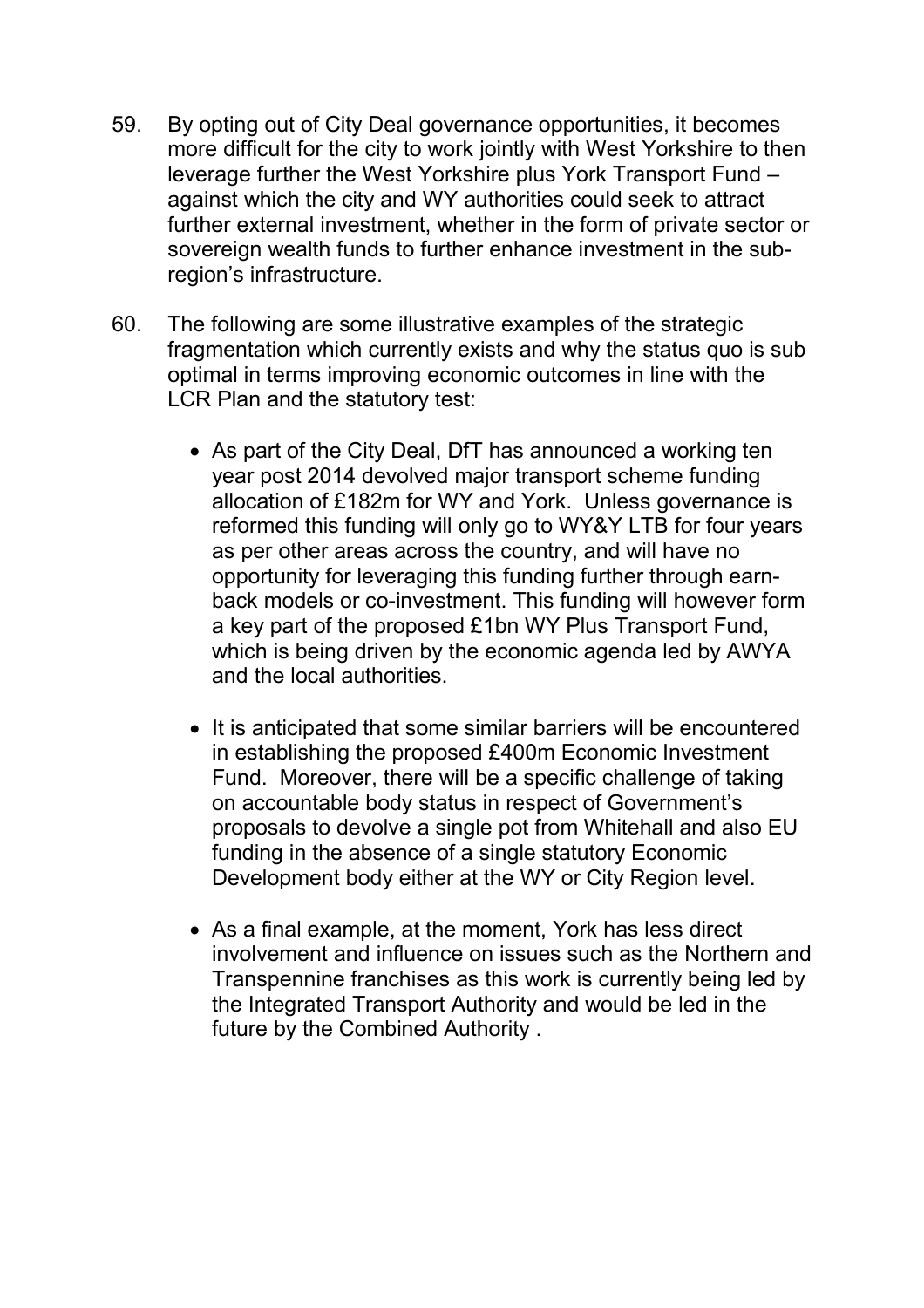59. By opting out of City Deal governance opportunities, it becomes more difficult for the city to work jointly with West Yorkshire to then leverage further the West Yorkshire plus York Transport Fund – against which the city and WY authorities could seek to attract further external investment, whether in the form of private sector or sovereign wealth funds to further enhance investment in the sub-region's infrastructure.

60. The following are some illustrative examples of the strategic fragmentation which currently exists and why the status quo is sub optimal in terms improving economic outcomes in line with the LCR Plan and the statutory test:

    - As part of the City Deal, DfT has announced a working ten year post 2014 devolved major transport scheme funding allocation of £182m for WY and York. Unless governance is reformed this funding will only go to WY&Y LTB for four years as per other areas across the country, and will have no opportunity for leveraging this funding further through earn-back models or co-investment. This funding will however form a key part of the proposed £1bn WY Plus Transport Fund, which is being driven by the economic agenda led by AWYA and the local authorities.

    - It is anticipated that some similar barriers will be encountered in establishing the proposed £400m Economic Investment Fund. Moreover, there will be a specific challenge of taking on accountable body status in respect of Government's proposals to devolve a single pot from Whitehall and also EU funding in the absence of a single statutory Economic Development body either at the WY or City Region level.

    - As a final example, at the moment, York has less direct involvement and influence on issues such as the Northern and Transpennine franchises as this work is currently being led by the Integrated Transport Authority and would be led in the future by the Combined Authority .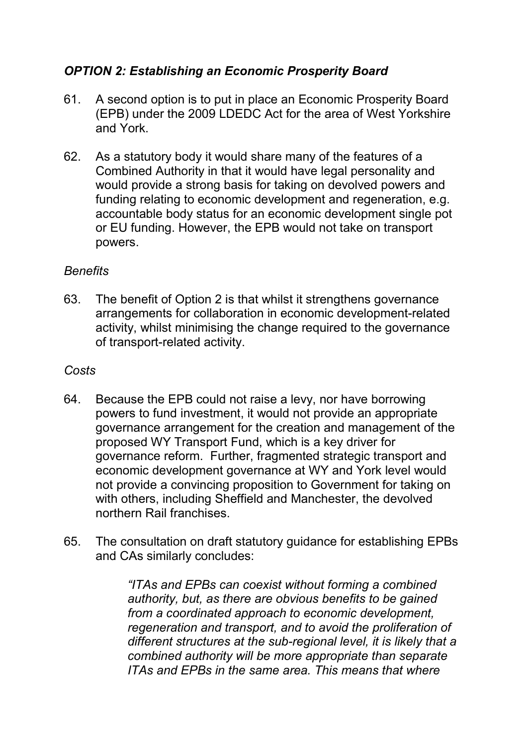### *OPTION 2: Establishing an Economic Prosperity Board*

61. A second option is to put in place an Economic Prosperity Board (EPB) under the 2009 LDEDC Act for the area of West Yorkshire and York.

62. As a statutory body it would share many of the features of a Combined Authority in that it would have legal personality and would provide a strong basis for taking on devolved powers and funding relating to economic development and regeneration, e.g. accountable body status for an economic development single pot or EU funding. However, the EPB would not take on transport powers.

*Benefits*

63. The benefit of Option 2 is that whilst it strengthens governance arrangements for collaboration in economic development-related activity, whilst minimising the change required to the governance of transport-related activity.

*Costs*

64. Because the EPB could not raise a levy, nor have borrowing powers to fund investment, it would not provide an appropriate governance arrangement for the creation and management of the proposed WY Transport Fund, which is a key driver for governance reform. Further, fragmented strategic transport and economic development governance at WY and York level would not provide a convincing proposition to Government for taking on with others, including Sheffield and Manchester, the devolved northern Rail franchises.

65. The consultation on draft statutory guidance for establishing EPBs and CAs similarly concludes:

> *"ITAs and EPBs can coexist without forming a combined authority, but, as there are obvious benefits to be gained from a coordinated approach to economic development, regeneration and transport, and to avoid the proliferation of different structures at the sub-regional level, it is likely that a combined authority will be more appropriate than separate ITAs and EPBs in the same area. This means that where*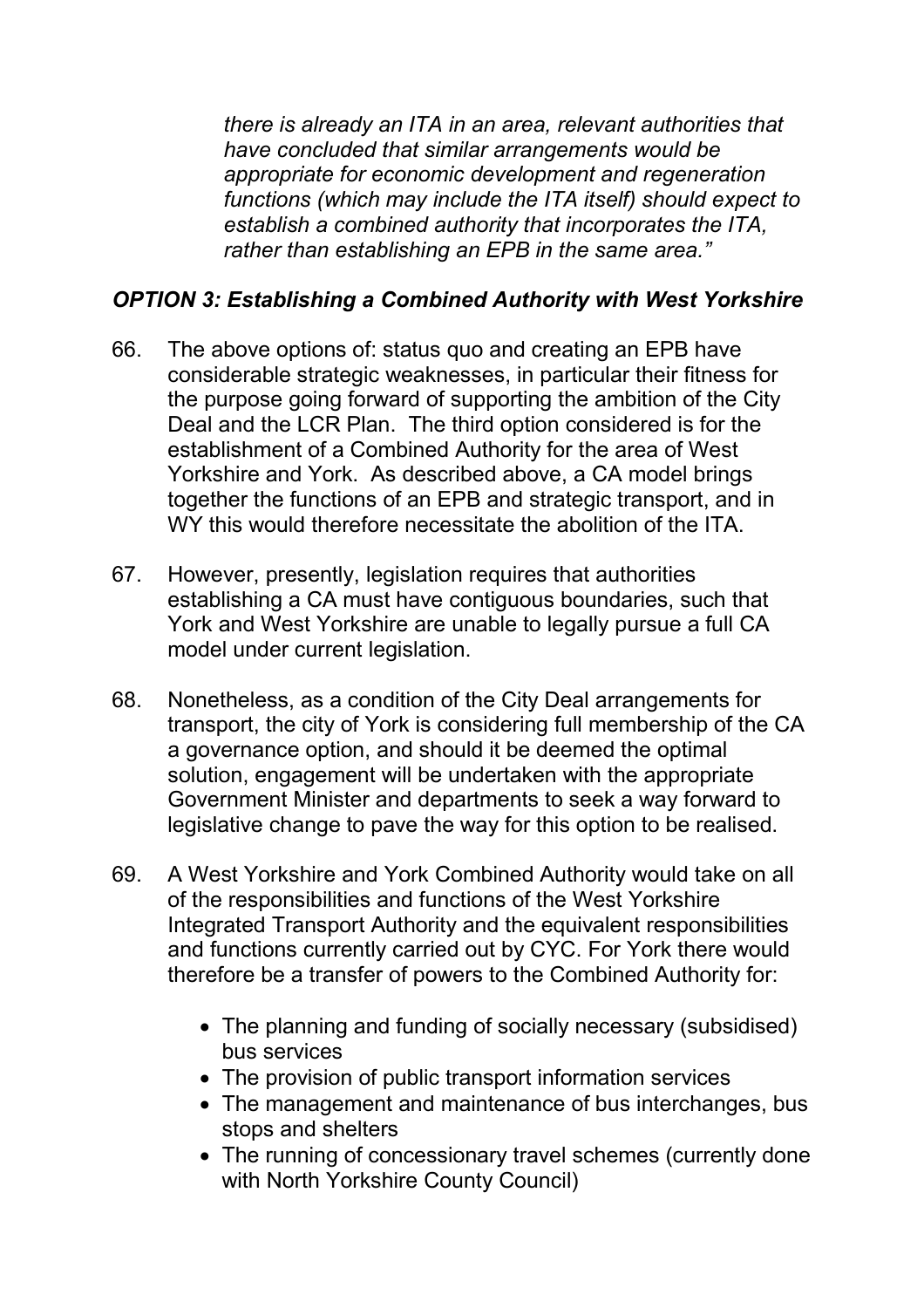*there is already an ITA in an area, relevant authorities that have concluded that similar arrangements would be appropriate for economic development and regeneration functions (which may include the ITA itself) should expect to establish a combined authority that incorporates the ITA, rather than establishing an EPB in the same area."*

### *OPTION 3: Establishing a Combined Authority with West Yorkshire*

66. The above options of: status quo and creating an EPB have considerable strategic weaknesses, in particular their fitness for the purpose going forward of supporting the ambition of the City Deal and the LCR Plan. The third option considered is for the establishment of a Combined Authority for the area of West Yorkshire and York. As described above, a CA model brings together the functions of an EPB and strategic transport, and in WY this would therefore necessitate the abolition of the ITA.

67. However, presently, legislation requires that authorities establishing a CA must have contiguous boundaries, such that York and West Yorkshire are unable to legally pursue a full CA model under current legislation.

68. Nonetheless, as a condition of the City Deal arrangements for transport, the city of York is considering full membership of the CA a governance option, and should it be deemed the optimal solution, engagement will be undertaken with the appropriate Government Minister and departments to seek a way forward to legislative change to pave the way for this option to be realised.

69. A West Yorkshire and York Combined Authority would take on all of the responsibilities and functions of the West Yorkshire Integrated Transport Authority and the equivalent responsibilities and functions currently carried out by CYC. For York there would therefore be a transfer of powers to the Combined Authority for:

    - The planning and funding of socially necessary (subsidised) bus services
    - The provision of public transport information services
    - The management and maintenance of bus interchanges, bus stops and shelters
    - The running of concessionary travel schemes (currently done with North Yorkshire County Council)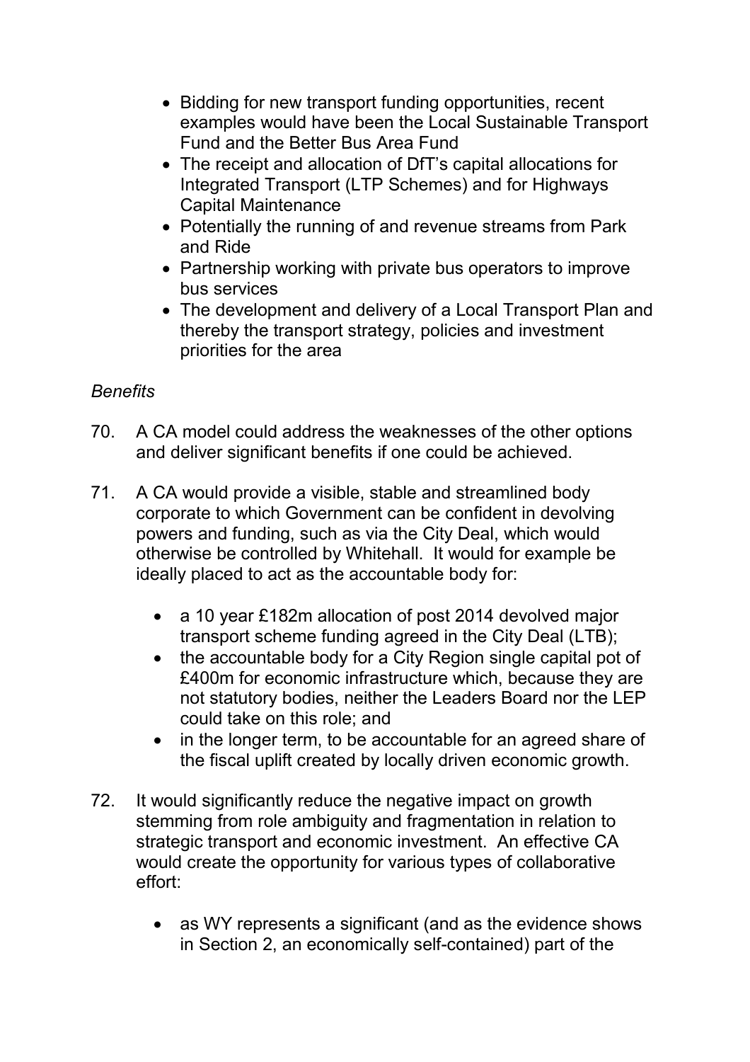- Bidding for new transport funding opportunities, recent examples would have been the Local Sustainable Transport Fund and the Better Bus Area Fund
- The receipt and allocation of DfT's capital allocations for Integrated Transport (LTP Schemes) and for Highways Capital Maintenance
- Potentially the running of and revenue streams from Park and Ride
- Partnership working with private bus operators to improve bus services
- The development and delivery of a Local Transport Plan and thereby the transport strategy, policies and investment priorities for the area

*Benefits*

70. A CA model could address the weaknesses of the other options and deliver significant benefits if one could be achieved.

71. A CA would provide a visible, stable and streamlined body corporate to which Government can be confident in devolving powers and funding, such as via the City Deal, which would otherwise be controlled by Whitehall. It would for example be ideally placed to act as the accountable body for:

    - a 10 year £182m allocation of post 2014 devolved major transport scheme funding agreed in the City Deal (LTB);
    - the accountable body for a City Region single capital pot of £400m for economic infrastructure which, because they are not statutory bodies, neither the Leaders Board nor the LEP could take on this role; and
    - in the longer term, to be accountable for an agreed share of the fiscal uplift created by locally driven economic growth.

72. It would significantly reduce the negative impact on growth stemming from role ambiguity and fragmentation in relation to strategic transport and economic investment. An effective CA would create the opportunity for various types of collaborative effort:

    - as WY represents a significant (and as the evidence shows in Section 2, an economically self-contained) part of the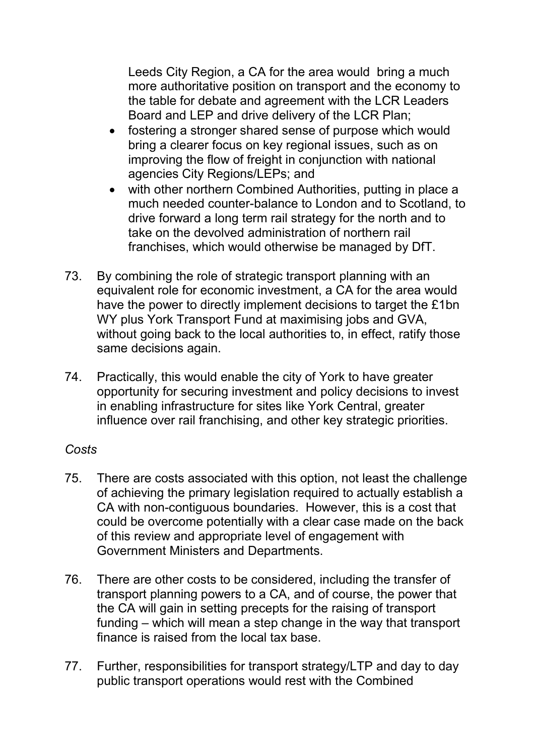Leeds City Region, a CA for the area would  bring a much more authoritative position on transport and the economy to the table for debate and agreement with the LCR Leaders Board and LEP and drive delivery of the LCR Plan;

- fostering a stronger shared sense of purpose which would bring a clearer focus on key regional issues, such as on improving the flow of freight in conjunction with national agencies City Regions/LEPs; and
- with other northern Combined Authorities, putting in place a much needed counter-balance to London and to Scotland, to drive forward a long term rail strategy for the north and to take on the devolved administration of northern rail franchises, which would otherwise be managed by DfT.

73. By combining the role of strategic transport planning with an equivalent role for economic investment, a CA for the area would have the power to directly implement decisions to target the £1bn WY plus York Transport Fund at maximising jobs and GVA, without going back to the local authorities to, in effect, ratify those same decisions again.

74. Practically, this would enable the city of York to have greater opportunity for securing investment and policy decisions to invest in enabling infrastructure for sites like York Central, greater influence over rail franchising, and other key strategic priorities.

*Costs*

75. There are costs associated with this option, not least the challenge of achieving the primary legislation required to actually establish a CA with non-contiguous boundaries.  However, this is a cost that could be overcome potentially with a clear case made on the back of this review and appropriate level of engagement with Government Ministers and Departments.

76. There are other costs to be considered, including the transfer of transport planning powers to a CA, and of course, the power that the CA will gain in setting precepts for the raising of transport funding – which will mean a step change in the way that transport finance is raised from the local tax base.

77. Further, responsibilities for transport strategy/LTP and day to day public transport operations would rest with the Combined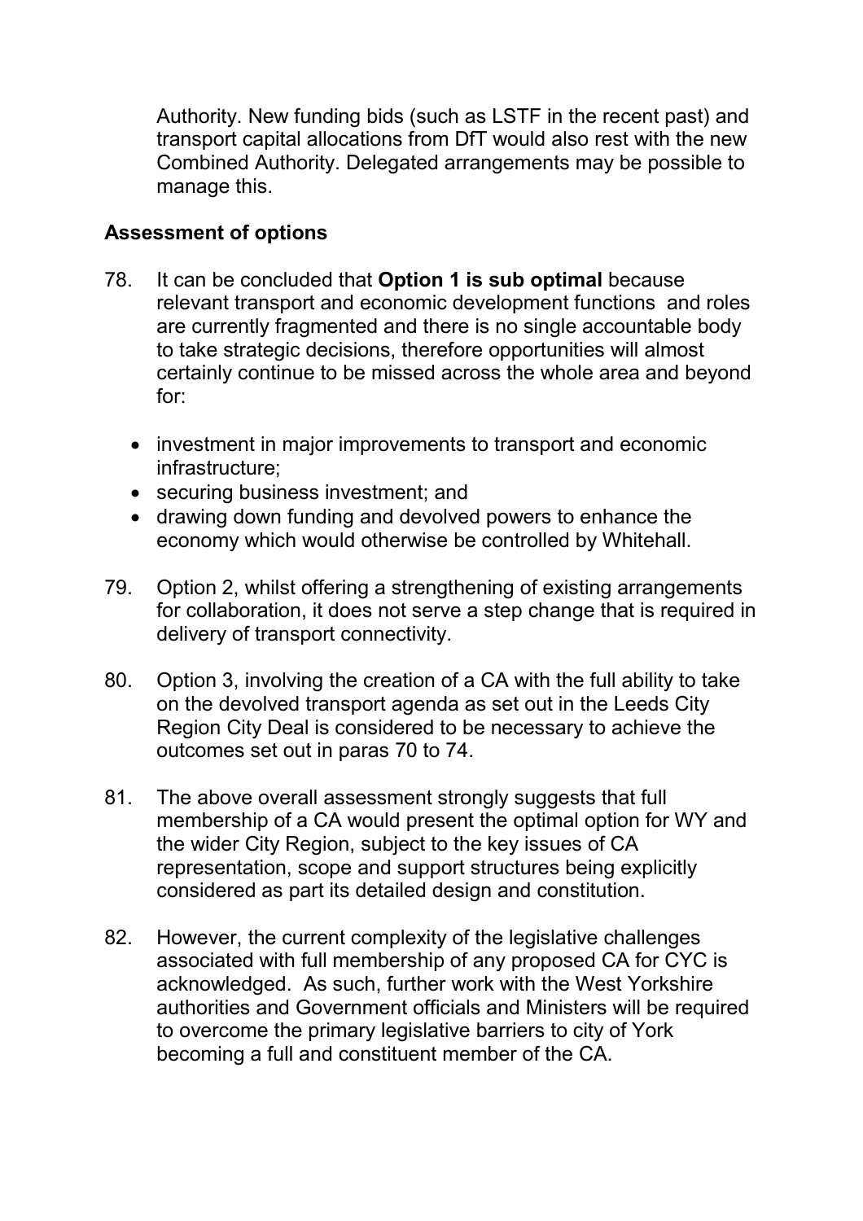Authority. New funding bids (such as LSTF in the recent past) and transport capital allocations from DfT would also rest with the new Combined Authority. Delegated arrangements may be possible to manage this.

**Assessment of options**

78. It can be concluded that **Option 1 is sub optimal** because relevant transport and economic development functions and roles are currently fragmented and there is no single accountable body to take strategic decisions, therefore opportunities will almost certainly continue to be missed across the whole area and beyond for:

    - investment in major improvements to transport and economic infrastructure;
    - securing business investment; and
    - drawing down funding and devolved powers to enhance the economy which would otherwise be controlled by Whitehall.

79. Option 2, whilst offering a strengthening of existing arrangements for collaboration, it does not serve a step change that is required in delivery of transport connectivity.

80. Option 3, involving the creation of a CA with the full ability to take on the devolved transport agenda as set out in the Leeds City Region City Deal is considered to be necessary to achieve the outcomes set out in paras 70 to 74.

81. The above overall assessment strongly suggests that full membership of a CA would present the optimal option for WY and the wider City Region, subject to the key issues of CA representation, scope and support structures being explicitly considered as part its detailed design and constitution.

82. However, the current complexity of the legislative challenges associated with full membership of any proposed CA for CYC is acknowledged. As such, further work with the West Yorkshire authorities and Government officials and Ministers will be required to overcome the primary legislative barriers to city of York becoming a full and constituent member of the CA.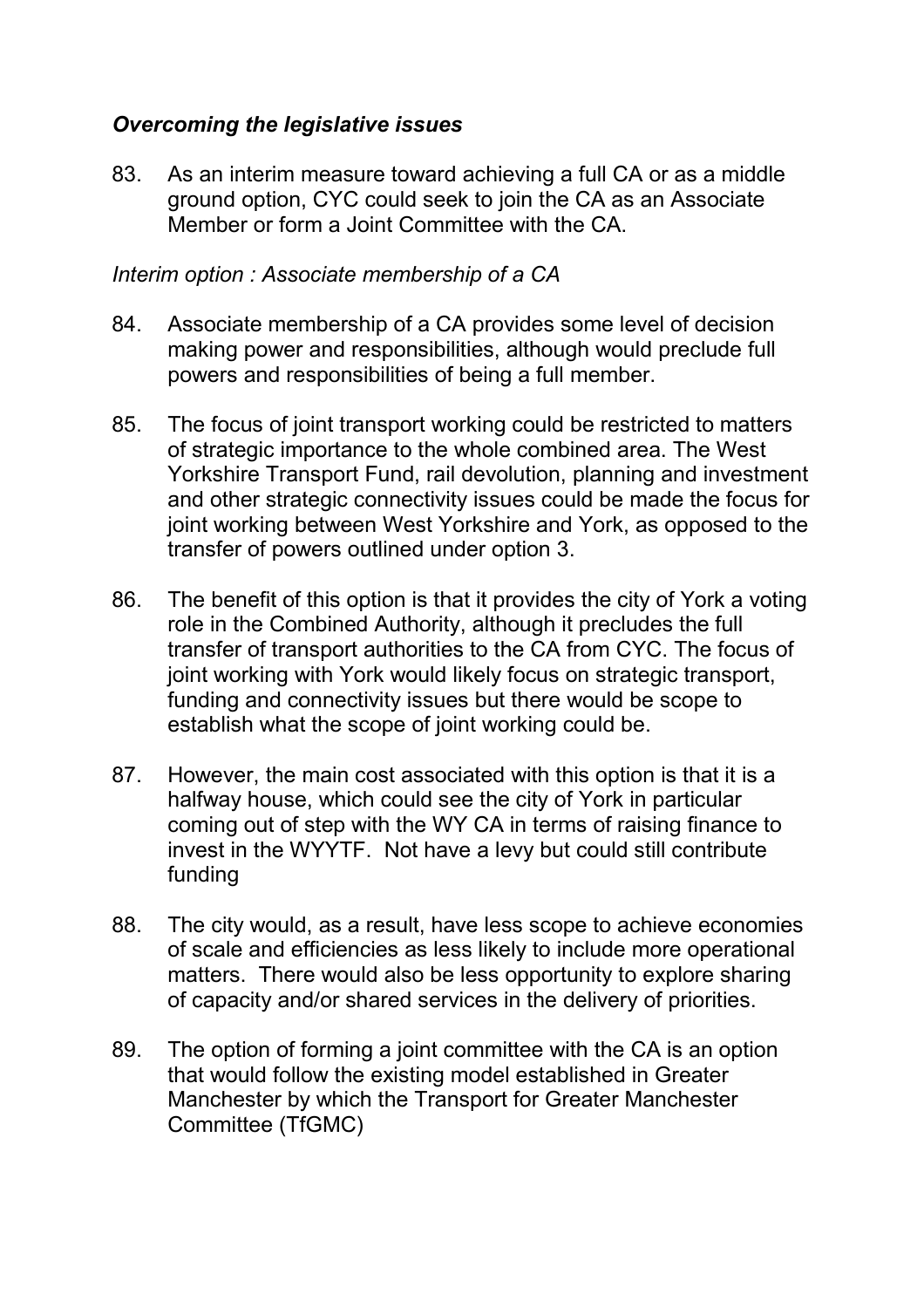### *Overcoming the legislative issues*

83. As an interim measure toward achieving a full CA or as a middle ground option, CYC could seek to join the CA as an Associate Member or form a Joint Committee with the CA.

*Interim option : Associate membership of a CA*

84. Associate membership of a CA provides some level of decision making power and responsibilities, although would preclude full powers and responsibilities of being a full member.

85. The focus of joint transport working could be restricted to matters of strategic importance to the whole combined area. The West Yorkshire Transport Fund, rail devolution, planning and investment and other strategic connectivity issues could be made the focus for joint working between West Yorkshire and York, as opposed to the transfer of powers outlined under option 3.

86. The benefit of this option is that it provides the city of York a voting role in the Combined Authority, although it precludes the full transfer of transport authorities to the CA from CYC. The focus of joint working with York would likely focus on strategic transport, funding and connectivity issues but there would be scope to establish what the scope of joint working could be.

87. However, the main cost associated with this option is that it is a halfway house, which could see the city of York in particular coming out of step with the WY CA in terms of raising finance to invest in the WYYTF. Not have a levy but could still contribute funding

88. The city would, as a result, have less scope to achieve economies of scale and efficiencies as less likely to include more operational matters. There would also be less opportunity to explore sharing of capacity and/or shared services in the delivery of priorities.

89. The option of forming a joint committee with the CA is an option that would follow the existing model established in Greater Manchester by which the Transport for Greater Manchester Committee (TfGMC)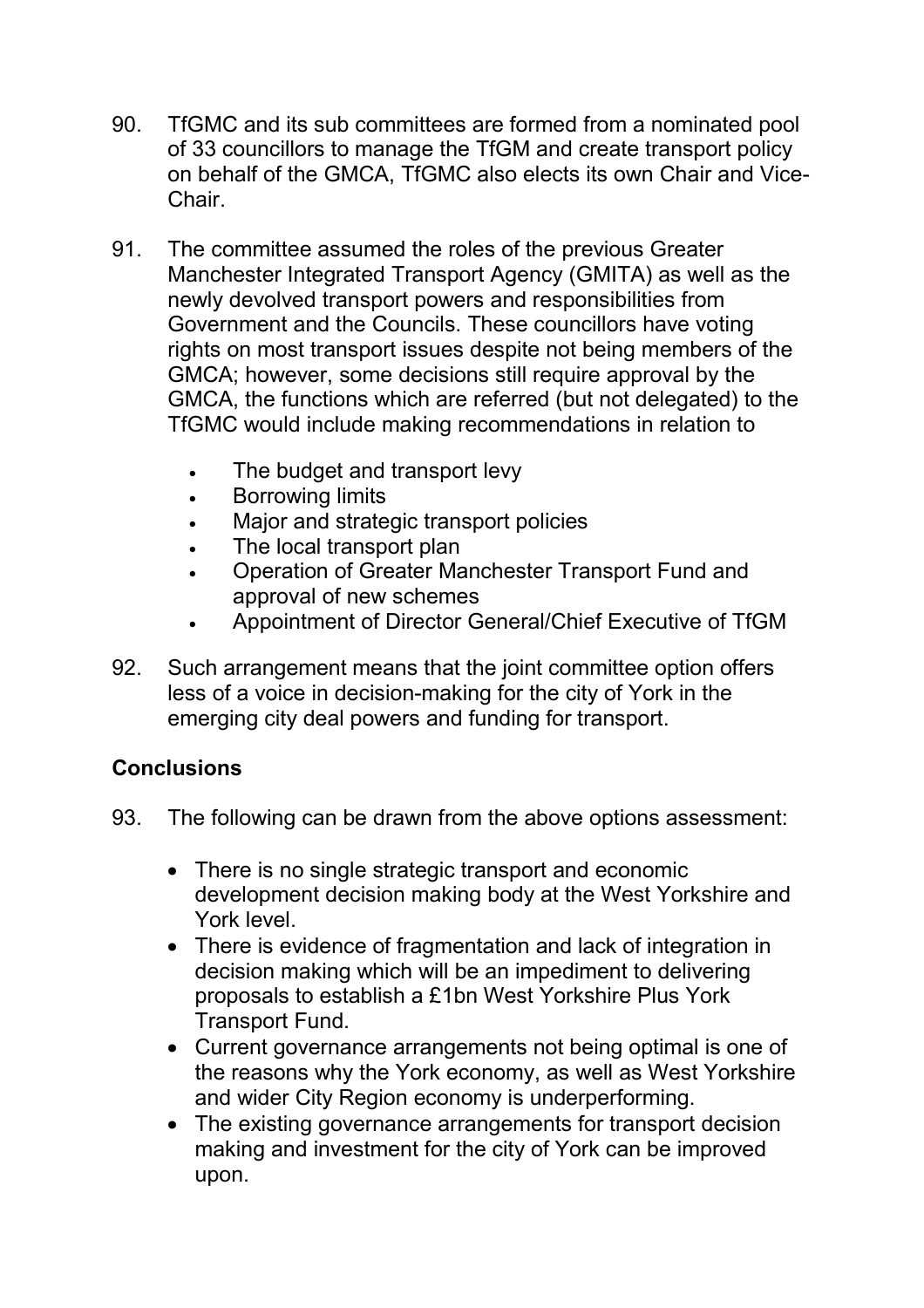90. TfGMC and its sub committees are formed from a nominated pool of 33 councillors to manage the TfGM and create transport policy on behalf of the GMCA, TfGMC also elects its own Chair and Vice-Chair.

91. The committee assumed the roles of the previous Greater Manchester Integrated Transport Agency (GMITA) as well as the newly devolved transport powers and responsibilities from Government and the Councils. These councillors have voting rights on most transport issues despite not being members of the GMCA; however, some decisions still require approval by the GMCA, the functions which are referred (but not delegated) to the TfGMC would include making recommendations in relation to

    - The budget and transport levy
    - Borrowing limits
    - Major and strategic transport policies
    - The local transport plan
    - Operation of Greater Manchester Transport Fund and approval of new schemes
    - Appointment of Director General/Chief Executive of TfGM

92. Such arrangement means that the joint committee option offers less of a voice in decision-making for the city of York in the emerging city deal powers and funding for transport.

## Conclusions

93. The following can be drawn from the above options assessment:

    - There is no single strategic transport and economic development decision making body at the West Yorkshire and York level.
    - There is evidence of fragmentation and lack of integration in decision making which will be an impediment to delivering proposals to establish a £1bn West Yorkshire Plus York Transport Fund.
    - Current governance arrangements not being optimal is one of the reasons why the York economy, as well as West Yorkshire and wider City Region economy is underperforming.
    - The existing governance arrangements for transport decision making and investment for the city of York can be improved upon.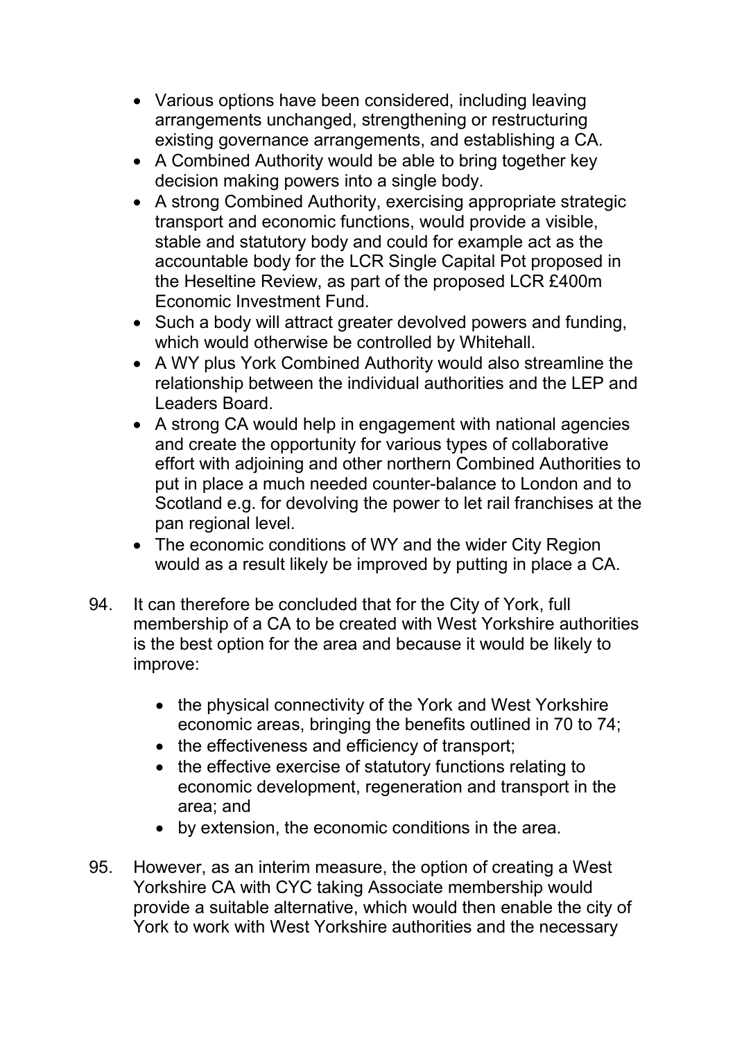- Various options have been considered, including leaving arrangements unchanged, strengthening or restructuring existing governance arrangements, and establishing a CA.
- A Combined Authority would be able to bring together key decision making powers into a single body.
- A strong Combined Authority, exercising appropriate strategic transport and economic functions, would provide a visible, stable and statutory body and could for example act as the accountable body for the LCR Single Capital Pot proposed in the Heseltine Review, as part of the proposed LCR £400m Economic Investment Fund.
- Such a body will attract greater devolved powers and funding, which would otherwise be controlled by Whitehall.
- A WY plus York Combined Authority would also streamline the relationship between the individual authorities and the LEP and Leaders Board.
- A strong CA would help in engagement with national agencies and create the opportunity for various types of collaborative effort with adjoining and other northern Combined Authorities to put in place a much needed counter-balance to London and to Scotland e.g. for devolving the power to let rail franchises at the pan regional level.
- The economic conditions of WY and the wider City Region would as a result likely be improved by putting in place a CA.

94. It can therefore be concluded that for the City of York, full membership of a CA to be created with West Yorkshire authorities is the best option for the area and because it would be likely to improve:

    - the physical connectivity of the York and West Yorkshire economic areas, bringing the benefits outlined in 70 to 74;
    - the effectiveness and efficiency of transport;
    - the effective exercise of statutory functions relating to economic development, regeneration and transport in the area; and
    - by extension, the economic conditions in the area.

95. However, as an interim measure, the option of creating a West Yorkshire CA with CYC taking Associate membership would provide a suitable alternative, which would then enable the city of York to work with West Yorkshire authorities and the necessary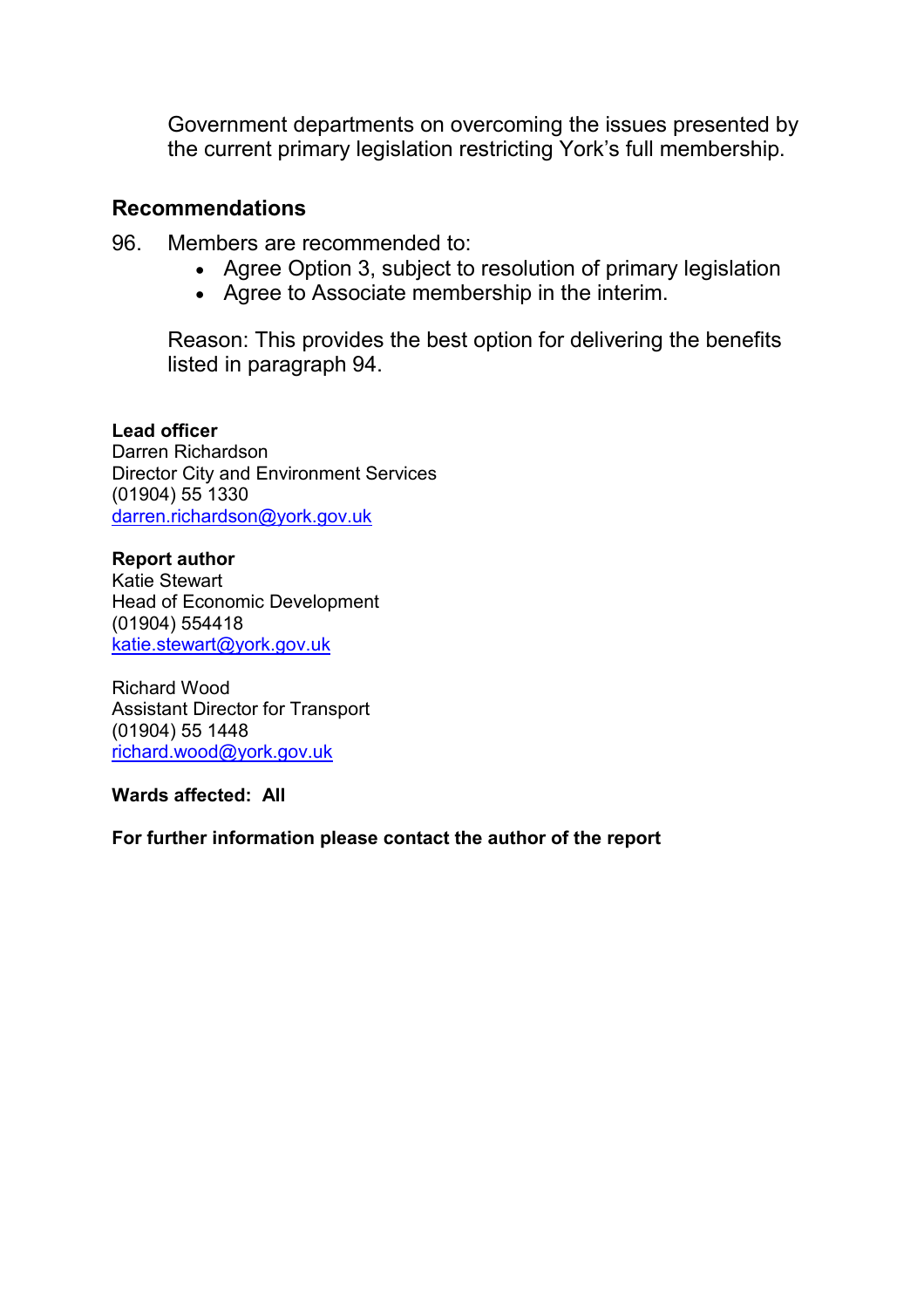Government departments on overcoming the issues presented by the current primary legislation restricting York's full membership.

## Recommendations

96. Members are recommended to:
    - Agree Option 3, subject to resolution of primary legislation
    - Agree to Associate membership in the interim.

    Reason: This provides the best option for delivering the benefits listed in paragraph 94.

**Lead officer**
Darren Richardson
Director City and Environment Services
(01904) 55 1330
darren.richardson@york.gov.uk

**Report author**
Katie Stewart
Head of Economic Development
(01904) 554418
katie.stewart@york.gov.uk

Richard Wood
Assistant Director for Transport
(01904) 55 1448
richard.wood@york.gov.uk

**Wards affected: All**

**For further information please contact the author of the report**